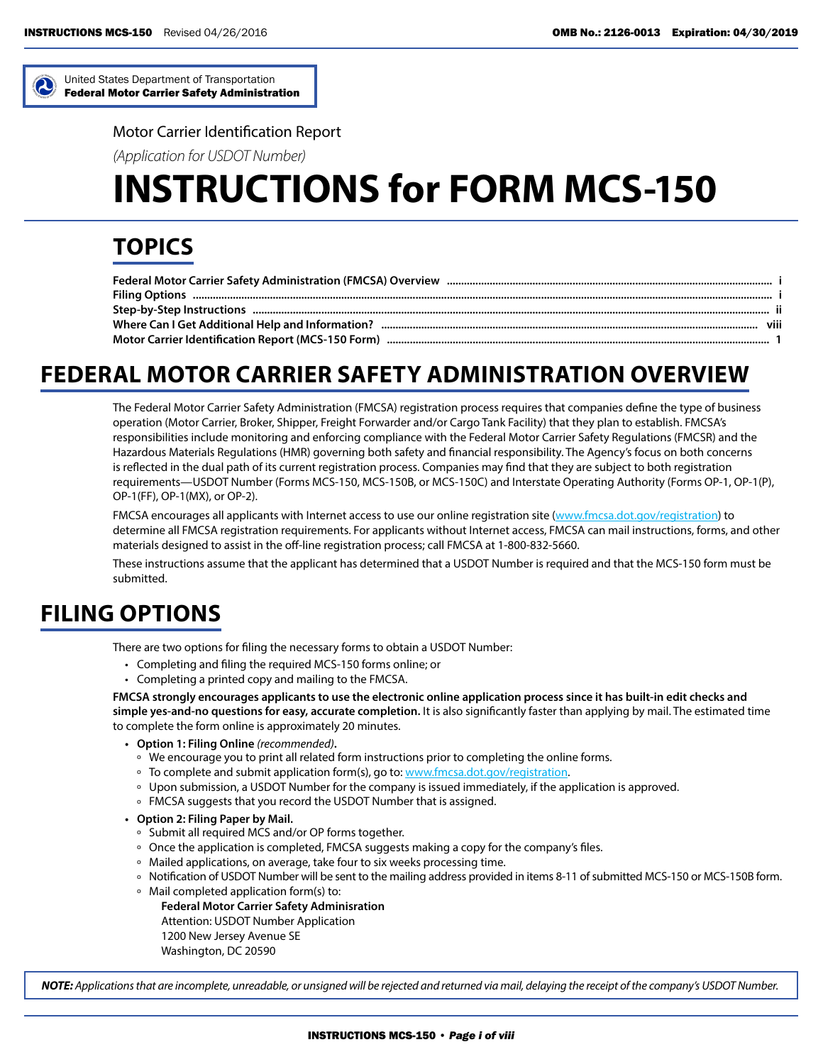United States Department of Transportation
**Federal Motor Carrier Safety Administration**

Motor Carrier Identification Report

*(Application for USDOT Number)*

# INSTRUCTIONS for FORM MCS-150

## TOPICS

| | |
|---|---|
| **Federal Motor Carrier Safety Administration (FMCSA) Overview** | **i** |
| **Filing Options** | **i** |
| **Step-by-Step Instructions** | **ii** |
| **Where Can I Get Additional Help and Information?** | **viii** |
| **Motor Carrier Identification Report (MCS-150 Form)** | **1** |

## FEDERAL MOTOR CARRIER SAFETY ADMINISTRATION OVERVIEW

The Federal Motor Carrier Safety Administration (FMCSA) registration process requires that companies define the type of business operation (Motor Carrier, Broker, Shipper, Freight Forwarder and/or Cargo Tank Facility) that they plan to establish. FMCSA's responsibilities include monitoring and enforcing compliance with the Federal Motor Carrier Safety Regulations (FMCSR) and the Hazardous Materials Regulations (HMR) governing both safety and financial responsibility. The Agency's focus on both concerns is reflected in the dual path of its current registration process. Companies may find that they are subject to both registration requirements—USDOT Number (Forms MCS-150, MCS-150B, or MCS-150C) and Interstate Operating Authority (Forms OP-1, OP-1(P), OP-1(FF), OP-1(MX), or OP-2).

FMCSA encourages all applicants with Internet access to use our online registration site (www.fmcsa.dot.gov/registration) to determine all FMCSA registration requirements. For applicants without Internet access, FMCSA can mail instructions, forms, and other materials designed to assist in the off-line registration process; call FMCSA at 1-800-832-5660.

These instructions assume that the applicant has determined that a USDOT Number is required and that the MCS-150 form must be submitted.

## FILING OPTIONS

There are two options for filing the necessary forms to obtain a USDOT Number:

- Completing and filing the required MCS-150 forms online; or
- Completing a printed copy and mailing to the FMCSA.

**FMCSA strongly encourages applicants to use the electronic online application process since it has built-in edit checks and simple yes-and-no questions for easy, accurate completion.** It is also significantly faster than applying by mail. The estimated time to complete the form online is approximately 20 minutes.

- **Option 1: Filing Online** *(recommended)***.**
  - We encourage you to print all related form instructions prior to completing the online forms.
  - To complete and submit application form(s), go to: www.fmcsa.dot.gov/registration.
  - Upon submission, a USDOT Number for the company is issued immediately, if the application is approved.
  - FMCSA suggests that you record the USDOT Number that is assigned.
- **Option 2: Filing Paper by Mail.**
  - Submit all required MCS and/or OP forms together.
  - Once the application is completed, FMCSA suggests making a copy for the company's files.
  - Mailed applications, on average, take four to six weeks processing time.
  - Notification of USDOT Number will be sent to the mailing address provided in items 8-11 of submitted MCS-150 or MCS-150B form.
  - Mail completed application form(s) to:

    **Federal Motor Carrier Safety Adminisration**
    Attention: USDOT Number Application
    1200 New Jersey Avenue SE
    Washington, DC 20590

***NOTE:*** *Applications that are incomplete, unreadable, or unsigned will be rejected and returned via mail, delaying the receipt of the company's USDOT Number.*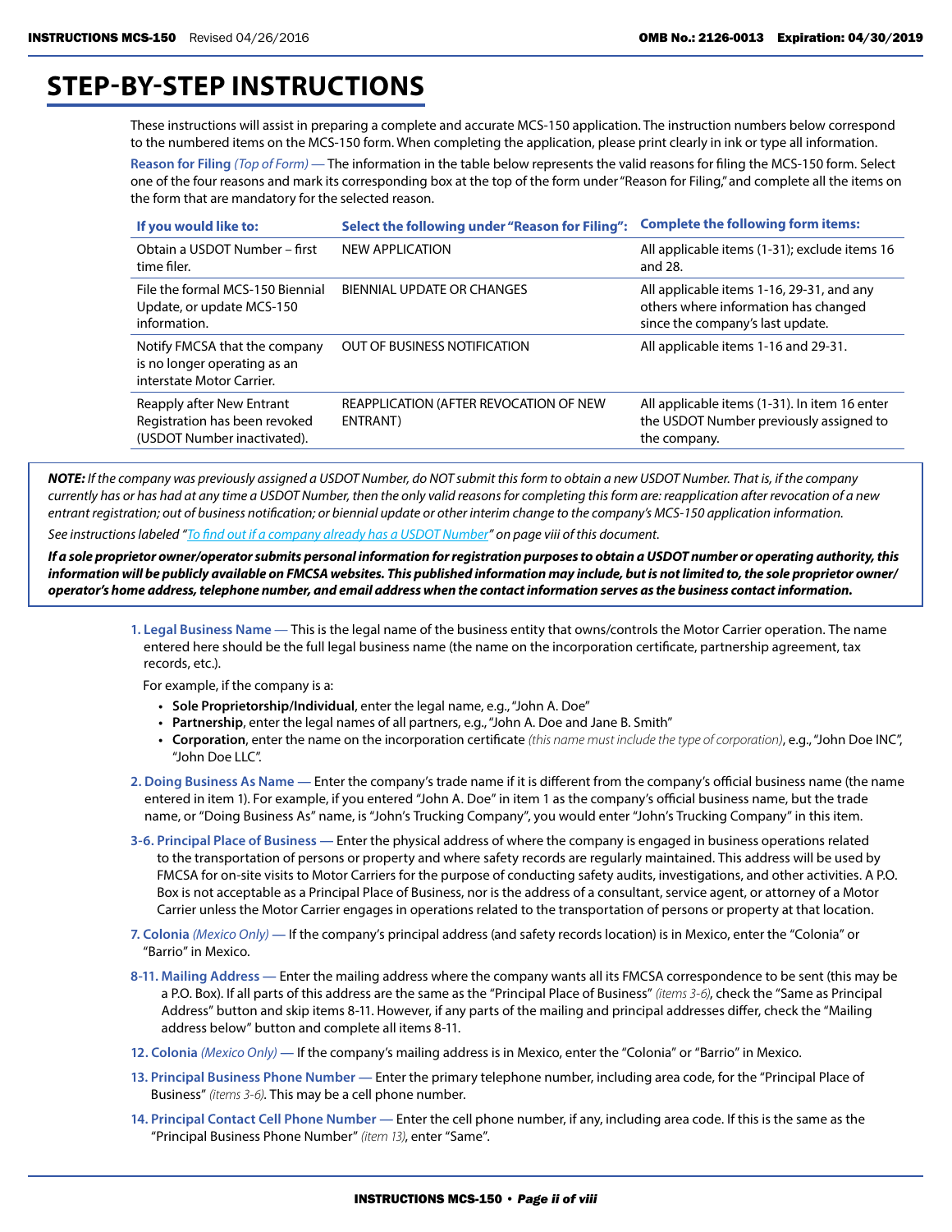# STEP-BY-STEP INSTRUCTIONS

These instructions will assist in preparing a complete and accurate MCS-150 application. The instruction numbers below correspond to the numbered items on the MCS-150 form. When completing the application, please print clearly in ink or type all information.

**Reason for Filing** *(Top of Form)* — The information in the table below represents the valid reasons for filing the MCS-150 form. Select one of the four reasons and mark its corresponding box at the top of the form under "Reason for Filing," and complete all the items on the form that are mandatory for the selected reason.

| If you would like to: | Select the following under "Reason for Filing": | Complete the following form items: |
|---|---|---|
| Obtain a USDOT Number – first time filer. | NEW APPLICATION | All applicable items (1-31); exclude items 16 and 28. |
| File the formal MCS-150 Biennial Update, or update MCS-150 information. | BIENNIAL UPDATE OR CHANGES | All applicable items 1-16, 29-31, and any others where information has changed since the company's last update. |
| Notify FMCSA that the company is no longer operating as an interstate Motor Carrier. | OUT OF BUSINESS NOTIFICATION | All applicable items 1-16 and 29-31. |
| Reapply after New Entrant Registration has been revoked (USDOT Number inactivated). | REAPPLICATION (AFTER REVOCATION OF NEW ENTRANT) | All applicable items (1-31). In item 16 enter the USDOT Number previously assigned to the company. |

***NOTE:*** *If the company was previously assigned a USDOT Number, do NOT submit this form to obtain a new USDOT Number. That is, if the company currently has or has had at any time a USDOT Number, then the only valid reasons for completing this form are: reapplication after revocation of a new entrant registration; out of business notification; or biennial update or other interim change to the company's MCS-150 application information.*

*See instructions labeled "To find out if a company already has a USDOT Number" on page viii of this document.*

***If a sole proprietor owner/operator submits personal information for registration purposes to obtain a USDOT number or operating authority, this information will be publicly available on FMCSA websites. This published information may include, but is not limited to, the sole proprietor owner/operator's home address, telephone number, and email address when the contact information serves as the business contact information.***

**1. Legal Business Name** — This is the legal name of the business entity that owns/controls the Motor Carrier operation. The name entered here should be the full legal business name (the name on the incorporation certificate, partnership agreement, tax records, etc.).

For example, if the company is a:

- **Sole Proprietorship/Individual**, enter the legal name, e.g., "John A. Doe"
- **Partnership**, enter the legal names of all partners, e.g., "John A. Doe and Jane B. Smith"
- **Corporation**, enter the name on the incorporation certificate *(this name must include the type of corporation)*, e.g., "John Doe INC", "John Doe LLC".

**2. Doing Business As Name** — Enter the company's trade name if it is different from the company's official business name (the name entered in item 1). For example, if you entered "John A. Doe" in item 1 as the company's official business name, but the trade name, or "Doing Business As" name, is "John's Trucking Company", you would enter "John's Trucking Company" in this item.

**3-6. Principal Place of Business** — Enter the physical address of where the company is engaged in business operations related to the transportation of persons or property and where safety records are regularly maintained. This address will be used by FMCSA for on-site visits to Motor Carriers for the purpose of conducting safety audits, investigations, and other activities. A P.O. Box is not acceptable as a Principal Place of Business, nor is the address of a consultant, service agent, or attorney of a Motor Carrier unless the Motor Carrier engages in operations related to the transportation of persons or property at that location.

**7. Colonia** *(Mexico Only)* — If the company's principal address (and safety records location) is in Mexico, enter the "Colonia" or "Barrio" in Mexico.

**8-11. Mailing Address** — Enter the mailing address where the company wants all its FMCSA correspondence to be sent (this may be a P.O. Box). If all parts of this address are the same as the "Principal Place of Business" *(items 3-6)*, check the "Same as Principal Address" button and skip items 8-11. However, if any parts of the mailing and principal addresses differ, check the "Mailing address below" button and complete all items 8-11.

**12. Colonia** *(Mexico Only)* — If the company's mailing address is in Mexico, enter the "Colonia" or "Barrio" in Mexico.

**13. Principal Business Phone Number** — Enter the primary telephone number, including area code, for the "Principal Place of Business" *(items 3-6)*. This may be a cell phone number.

**14. Principal Contact Cell Phone Number** — Enter the cell phone number, if any, including area code. If this is the same as the "Principal Business Phone Number" *(item 13)*, enter "Same".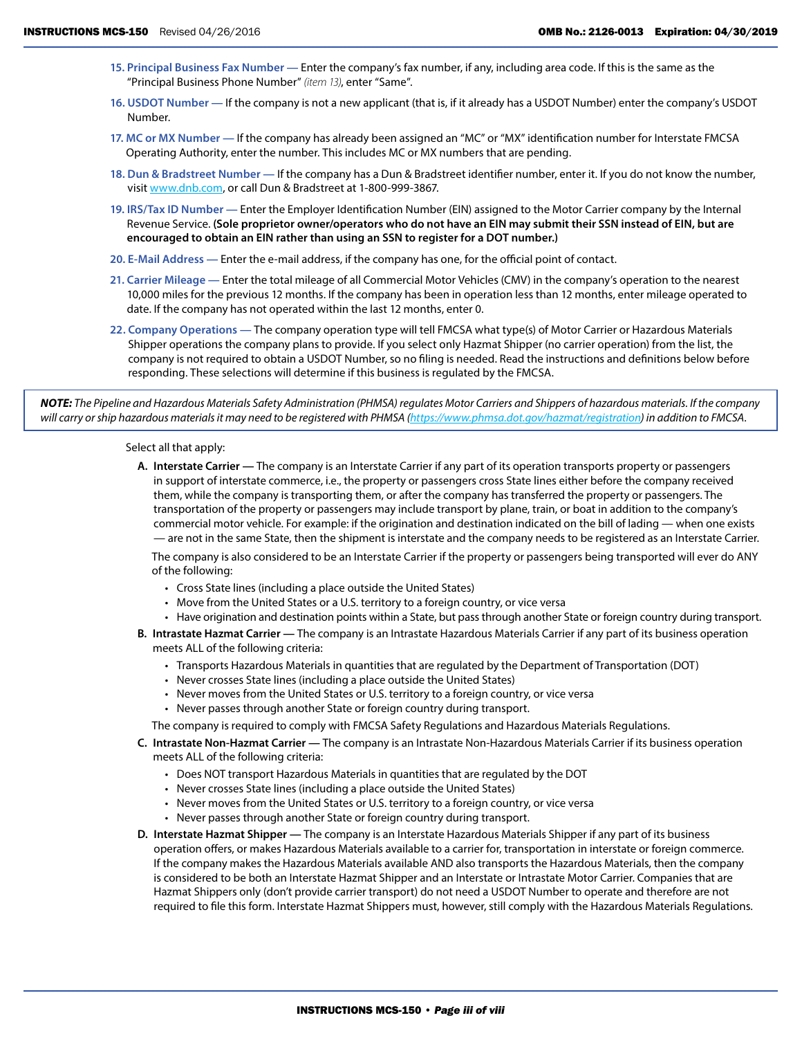**15. Principal Business Fax Number —** Enter the company's fax number, if any, including area code. If this is the same as the "Principal Business Phone Number" *(item 13)*, enter "Same".

**16. USDOT Number —** If the company is not a new applicant (that is, if it already has a USDOT Number) enter the company's USDOT Number.

**17. MC or MX Number —** If the company has already been assigned an "MC" or "MX" identification number for Interstate FMCSA Operating Authority, enter the number. This includes MC or MX numbers that are pending.

**18. Dun & Bradstreet Number —** If the company has a Dun & Bradstreet identifier number, enter it. If you do not know the number, visit www.dnb.com, or call Dun & Bradstreet at 1-800-999-3867.

**19. IRS/Tax ID Number —** Enter the Employer Identification Number (EIN) assigned to the Motor Carrier company by the Internal Revenue Service. **(Sole proprietor owner/operators who do not have an EIN may submit their SSN instead of EIN, but are encouraged to obtain an EIN rather than using an SSN to register for a DOT number.)**

**20. E-Mail Address —** Enter the e-mail address, if the company has one, for the official point of contact.

**21. Carrier Mileage —** Enter the total mileage of all Commercial Motor Vehicles (CMV) in the company's operation to the nearest 10,000 miles for the previous 12 months. If the company has been in operation less than 12 months, enter mileage operated to date. If the company has not operated within the last 12 months, enter 0.

**22. Company Operations —** The company operation type will tell FMCSA what type(s) of Motor Carrier or Hazardous Materials Shipper operations the company plans to provide. If you select only Hazmat Shipper (no carrier operation) from the list, the company is not required to obtain a USDOT Number, so no filing is needed. Read the instructions and definitions below before responding. These selections will determine if this business is regulated by the FMCSA.

***NOTE:*** *The Pipeline and Hazardous Materials Safety Administration (PHMSA) regulates Motor Carriers and Shippers of hazardous materials. If the company will carry or ship hazardous materials it may need to be registered with PHMSA (https://www.phmsa.dot.gov/hazmat/registration) in addition to FMCSA.*

Select all that apply:

**A. Interstate Carrier —** The company is an Interstate Carrier if any part of its operation transports property or passengers in support of interstate commerce, i.e., the property or passengers cross State lines either before the company received them, while the company is transporting them, or after the company has transferred the property or passengers. The transportation of the property or passengers may include transport by plane, train, or boat in addition to the company's commercial motor vehicle. For example: if the origination and destination indicated on the bill of lading — when one exists — are not in the same State, then the shipment is interstate and the company needs to be registered as an Interstate Carrier.

The company is also considered to be an Interstate Carrier if the property or passengers being transported will ever do ANY of the following:

- Cross State lines (including a place outside the United States)
- Move from the United States or a U.S. territory to a foreign country, or vice versa
- Have origination and destination points within a State, but pass through another State or foreign country during transport.

**B. Intrastate Hazmat Carrier —** The company is an Intrastate Hazardous Materials Carrier if any part of its business operation meets ALL of the following criteria:

- Transports Hazardous Materials in quantities that are regulated by the Department of Transportation (DOT)
- Never crosses State lines (including a place outside the United States)
- Never moves from the United States or U.S. territory to a foreign country, or vice versa
- Never passes through another State or foreign country during transport.

The company is required to comply with FMCSA Safety Regulations and Hazardous Materials Regulations.

**C. Intrastate Non-Hazmat Carrier —** The company is an Intrastate Non-Hazardous Materials Carrier if its business operation meets ALL of the following criteria:

- Does NOT transport Hazardous Materials in quantities that are regulated by the DOT
- Never crosses State lines (including a place outside the United States)
- Never moves from the United States or U.S. territory to a foreign country, or vice versa
- Never passes through another State or foreign country during transport.

**D. Interstate Hazmat Shipper —** The company is an Interstate Hazardous Materials Shipper if any part of its business operation offers, or makes Hazardous Materials available to a carrier for, transportation in interstate or foreign commerce. If the company makes the Hazardous Materials available AND also transports the Hazardous Materials, then the company is considered to be both an Interstate Hazmat Shipper and an Interstate or Intrastate Motor Carrier. Companies that are Hazmat Shippers only (don't provide carrier transport) do not need a USDOT Number to operate and therefore are not required to file this form. Interstate Hazmat Shippers must, however, still comply with the Hazardous Materials Regulations.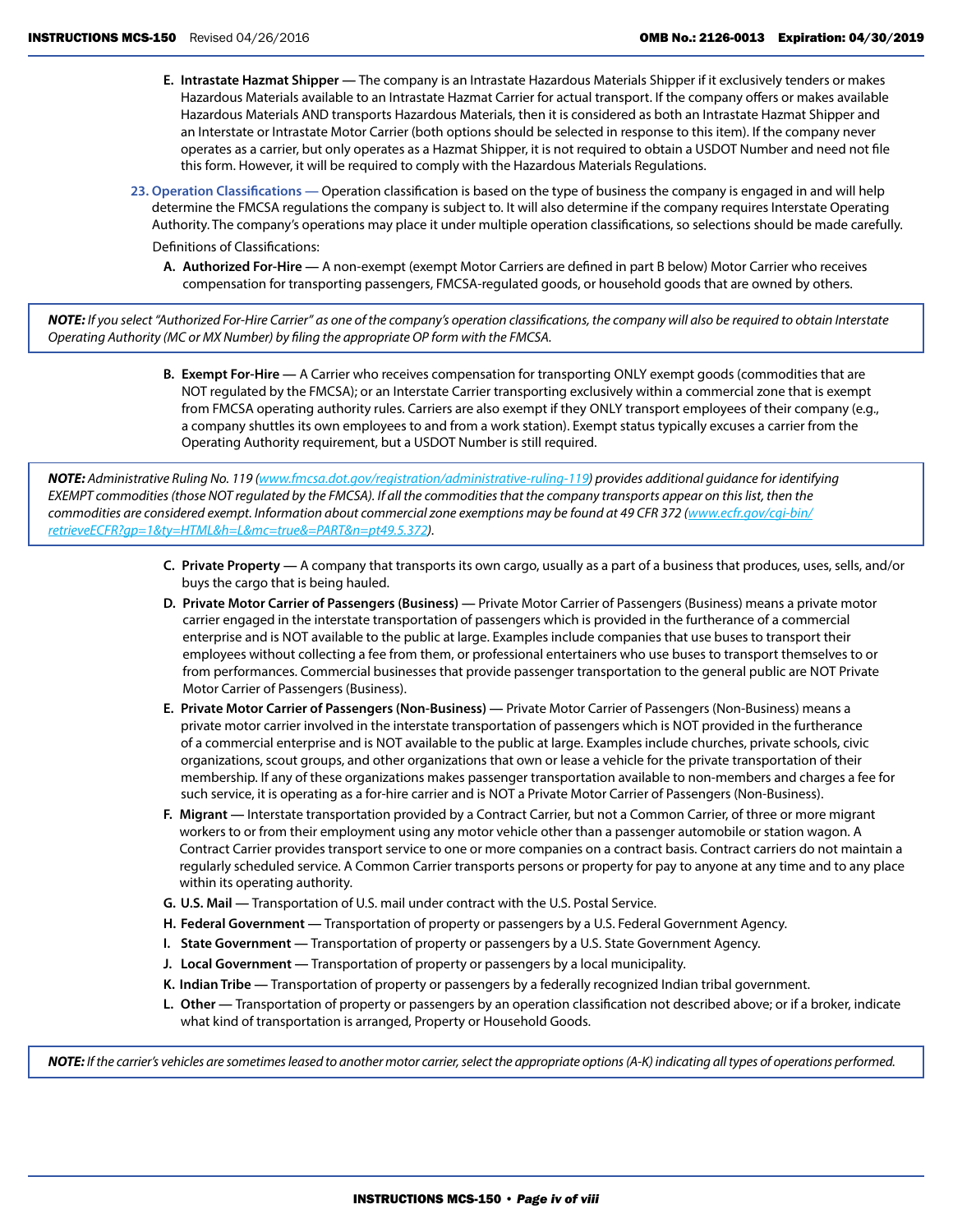**E. Intrastate Hazmat Shipper** — The company is an Intrastate Hazardous Materials Shipper if it exclusively tenders or makes Hazardous Materials available to an Intrastate Hazmat Carrier for actual transport. If the company offers or makes available Hazardous Materials AND transports Hazardous Materials, then it is considered as both an Intrastate Hazmat Shipper and an Interstate or Intrastate Motor Carrier (both options should be selected in response to this item). If the company never operates as a carrier, but only operates as a Hazmat Shipper, it is not required to obtain a USDOT Number and need not file this form. However, it will be required to comply with the Hazardous Materials Regulations.

**23. Operation Classifications** — Operation classification is based on the type of business the company is engaged in and will help determine the FMCSA regulations the company is subject to. It will also determine if the company requires Interstate Operating Authority. The company's operations may place it under multiple operation classifications, so selections should be made carefully.

Definitions of Classifications:

**A. Authorized For-Hire** — A non-exempt (exempt Motor Carriers are defined in part B below) Motor Carrier who receives compensation for transporting passengers, FMCSA-regulated goods, or household goods that are owned by others.

> ***NOTE:*** *If you select "Authorized For-Hire Carrier" as one of the company's operation classifications, the company will also be required to obtain Interstate Operating Authority (MC or MX Number) by filing the appropriate OP form with the FMCSA.*

**B. Exempt For-Hire** — A Carrier who receives compensation for transporting ONLY exempt goods (commodities that are NOT regulated by the FMCSA); or an Interstate Carrier transporting exclusively within a commercial zone that is exempt from FMCSA operating authority rules. Carriers are also exempt if they ONLY transport employees of their company (e.g., a company shuttles its own employees to and from a work station). Exempt status typically excuses a carrier from the Operating Authority requirement, but a USDOT Number is still required.

> ***NOTE:*** *Administrative Ruling No. 119 (www.fmcsa.dot.gov/registration/administrative-ruling-119) provides additional guidance for identifying EXEMPT commodities (those NOT regulated by the FMCSA). If all the commodities that the company transports appear on this list, then the commodities are considered exempt. Information about commercial zone exemptions may be found at 49 CFR 372 (www.ecfr.gov/cgi-bin/retrieveECFR?gp=1&ty=HTML&h=L&mc=true&=PART&n=pt49.5.372).*

**C. Private Property** — A company that transports its own cargo, usually as a part of a business that produces, uses, sells, and/or buys the cargo that is being hauled.

**D. Private Motor Carrier of Passengers (Business)** — Private Motor Carrier of Passengers (Business) means a private motor carrier engaged in the interstate transportation of passengers which is provided in the furtherance of a commercial enterprise and is NOT available to the public at large. Examples include companies that use buses to transport their employees without collecting a fee from them, or professional entertainers who use buses to transport themselves to or from performances. Commercial businesses that provide passenger transportation to the general public are NOT Private Motor Carrier of Passengers (Business).

**E. Private Motor Carrier of Passengers (Non-Business)** — Private Motor Carrier of Passengers (Non-Business) means a private motor carrier involved in the interstate transportation of passengers which is NOT provided in the furtherance of a commercial enterprise and is NOT available to the public at large. Examples include churches, private schools, civic organizations, scout groups, and other organizations that own or lease a vehicle for the private transportation of their membership. If any of these organizations makes passenger transportation available to non-members and charges a fee for such service, it is operating as a for-hire carrier and is NOT a Private Motor Carrier of Passengers (Non-Business).

**F. Migrant** — Interstate transportation provided by a Contract Carrier, but not a Common Carrier, of three or more migrant workers to or from their employment using any motor vehicle other than a passenger automobile or station wagon. A Contract Carrier provides transport service to one or more companies on a contract basis. Contract carriers do not maintain a regularly scheduled service. A Common Carrier transports persons or property for pay to anyone at any time and to any place within its operating authority.

**G. U.S. Mail** — Transportation of U.S. mail under contract with the U.S. Postal Service.

**H. Federal Government** — Transportation of property or passengers by a U.S. Federal Government Agency.

**I. State Government** — Transportation of property or passengers by a U.S. State Government Agency.

**J. Local Government** — Transportation of property or passengers by a local municipality.

**K. Indian Tribe** — Transportation of property or passengers by a federally recognized Indian tribal government.

**L. Other** — Transportation of property or passengers by an operation classification not described above; or if a broker, indicate what kind of transportation is arranged, Property or Household Goods.

> ***NOTE:*** *If the carrier's vehicles are sometimes leased to another motor carrier, select the appropriate options (A-K) indicating all types of operations performed.*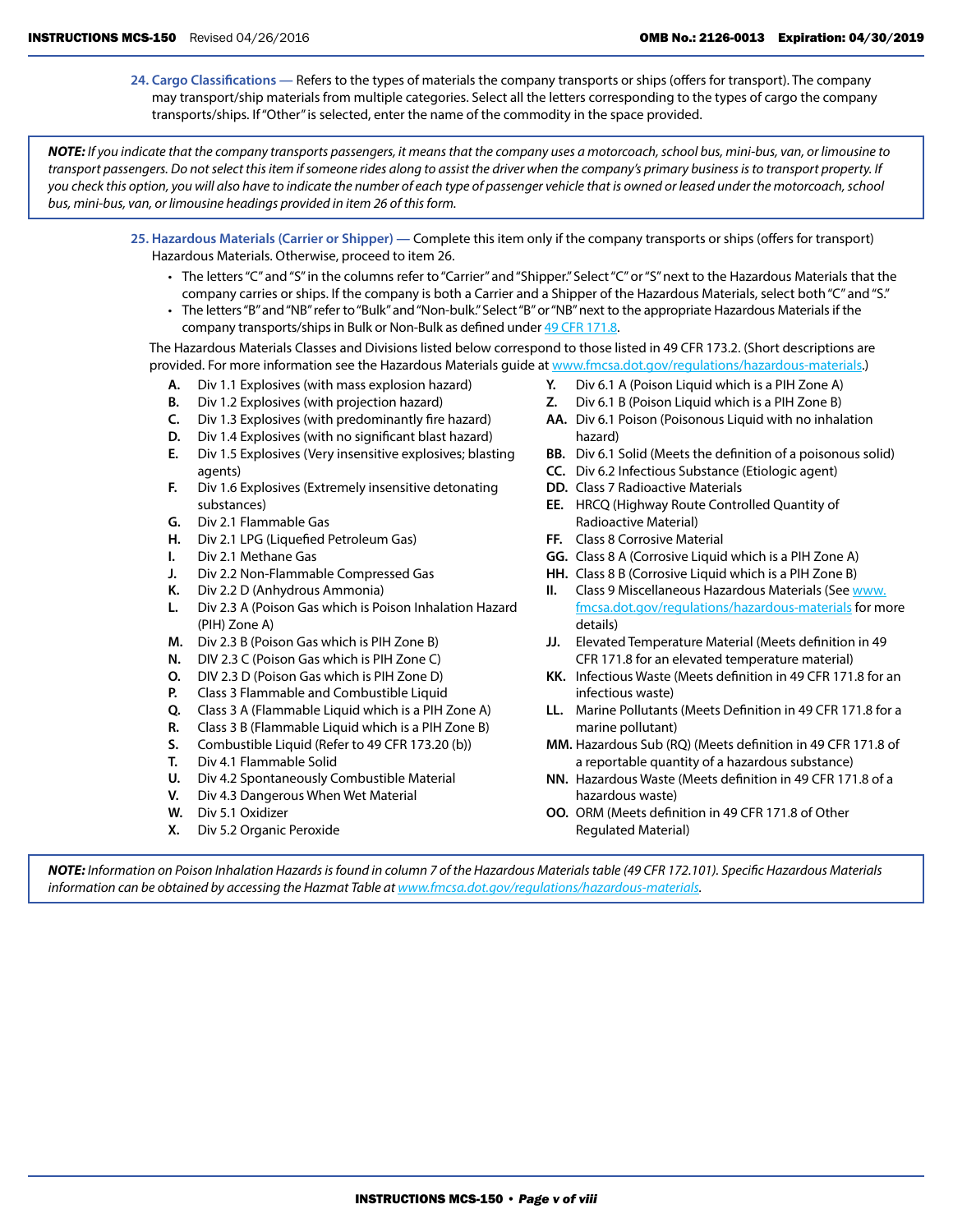**24. Cargo Classifications —** Refers to the types of materials the company transports or ships (offers for transport). The company may transport/ship materials from multiple categories. Select all the letters corresponding to the types of cargo the company transports/ships. If "Other" is selected, enter the name of the commodity in the space provided.

> ***NOTE:*** *If you indicate that the company transports passengers, it means that the company uses a motorcoach, school bus, mini-bus, van, or limousine to transport passengers. Do not select this item if someone rides along to assist the driver when the company's primary business is to transport property. If you check this option, you will also have to indicate the number of each type of passenger vehicle that is owned or leased under the motorcoach, school bus, mini-bus, van, or limousine headings provided in item 26 of this form.*

**25. Hazardous Materials (Carrier or Shipper)** — Complete this item only if the company transports or ships (offers for transport) Hazardous Materials. Otherwise, proceed to item 26.

- The letters "C" and "S" in the columns refer to "Carrier" and "Shipper." Select "C" or "S" next to the Hazardous Materials that the company carries or ships. If the company is both a Carrier and a Shipper of the Hazardous Materials, select both "C" and "S."
- The letters "B" and "NB" refer to "Bulk" and "Non-bulk." Select "B" or "NB" next to the appropriate Hazardous Materials if the company transports/ships in Bulk or Non-Bulk as defined under 49 CFR 171.8.

The Hazardous Materials Classes and Divisions listed below correspond to those listed in 49 CFR 173.2. (Short descriptions are provided. For more information see the Hazardous Materials guide at www.fmcsa.dot.gov/regulations/hazardous-materials.)

- **A.** Div 1.1 Explosives (with mass explosion hazard)
- **B.** Div 1.2 Explosives (with projection hazard)
- **C.** Div 1.3 Explosives (with predominantly fire hazard)
- **D.** Div 1.4 Explosives (with no significant blast hazard)
- **E.** Div 1.5 Explosives (Very insensitive explosives; blasting agents)
- **F.** Div 1.6 Explosives (Extremely insensitive detonating substances)
- **G.** Div 2.1 Flammable Gas
- **H.** Div 2.1 LPG (Liquefied Petroleum Gas)
- **I.** Div 2.1 Methane Gas
- **J.** Div 2.2 Non-Flammable Compressed Gas
- **K.** Div 2.2 D (Anhydrous Ammonia)
- **L.** Div 2.3 A (Poison Gas which is Poison Inhalation Hazard (PIH) Zone A)
- **M.** Div 2.3 B (Poison Gas which is PIH Zone B)
- **N.** DIV 2.3 C (Poison Gas which is PIH Zone C)
- **O.** DIV 2.3 D (Poison Gas which is PIH Zone D)
- **P.** Class 3 Flammable and Combustible Liquid
- **Q.** Class 3 A (Flammable Liquid which is a PIH Zone A)
- **R.** Class 3 B (Flammable Liquid which is a PIH Zone B)
- **S.** Combustible Liquid (Refer to 49 CFR 173.20 (b))
- **T.** Div 4.1 Flammable Solid
- **U.** Div 4.2 Spontaneously Combustible Material
- **V.** Div 4.3 Dangerous When Wet Material
- **W.** Div 5.1 Oxidizer
- **X.** Div 5.2 Organic Peroxide
- **Y.** Div 6.1 A (Poison Liquid which is a PIH Zone A)
- **Z.** Div 6.1 B (Poison Liquid which is a PIH Zone B)
- **AA.** Div 6.1 Poison (Poisonous Liquid with no inhalation hazard)
- **BB.** Div 6.1 Solid (Meets the definition of a poisonous solid)
- **CC.** Div 6.2 Infectious Substance (Etiologic agent)
- **DD.** Class 7 Radioactive Materials
- **EE.** HRCQ (Highway Route Controlled Quantity of Radioactive Material)
- **FF.** Class 8 Corrosive Material
- **GG.** Class 8 A (Corrosive Liquid which is a PIH Zone A)
- **HH.** Class 8 B (Corrosive Liquid which is a PIH Zone B)
- **II.** Class 9 Miscellaneous Hazardous Materials (See www.fmcsa.dot.gov/regulations/hazardous-materials for more details)
- **JJ.** Elevated Temperature Material (Meets definition in 49 CFR 171.8 for an elevated temperature material)
- **KK.** Infectious Waste (Meets definition in 49 CFR 171.8 for an infectious waste)
- **LL.** Marine Pollutants (Meets Definition in 49 CFR 171.8 for a marine pollutant)
- **MM.** Hazardous Sub (RQ) (Meets definition in 49 CFR 171.8 of a reportable quantity of a hazardous substance)
- **NN.** Hazardous Waste (Meets definition in 49 CFR 171.8 of a hazardous waste)
- **OO.** ORM (Meets definition in 49 CFR 171.8 of Other Regulated Material)

> ***NOTE:*** *Information on Poison Inhalation Hazards is found in column 7 of the Hazardous Materials table (49 CFR 172.101). Specific Hazardous Materials information can be obtained by accessing the Hazmat Table at www.fmcsa.dot.gov/regulations/hazardous-materials.*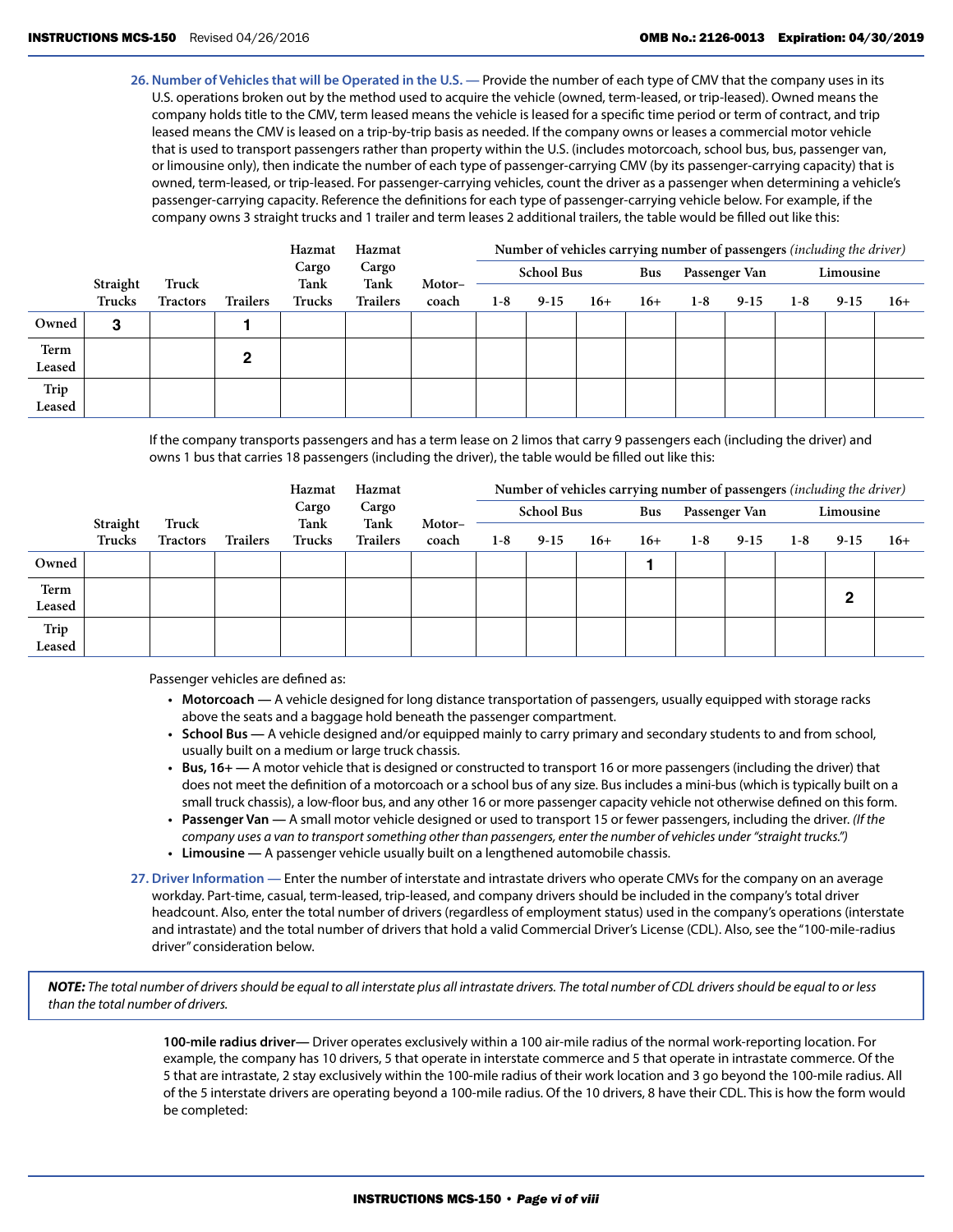**26. Number of Vehicles that will be Operated in the U.S. —** Provide the number of each type of CMV that the company uses in its U.S. operations broken out by the method used to acquire the vehicle (owned, term-leased, or trip-leased). Owned means the company holds title to the CMV, term leased means the vehicle is leased for a specific time period or term of contract, and trip leased means the CMV is leased on a trip-by-trip basis as needed. If the company owns or leases a commercial motor vehicle that is used to transport passengers rather than property within the U.S. (includes motorcoach, school bus, bus, passenger van, or limousine only), then indicate the number of each type of passenger-carrying CMV (by its passenger-carrying capacity) that is owned, term-leased, or trip-leased. For passenger-carrying vehicles, count the driver as a passenger when determining a vehicle's passenger-carrying capacity. Reference the definitions for each type of passenger-carrying vehicle below. For example, if the company owns 3 straight trucks and 1 trailer and term leases 2 additional trailers, the table would be filled out like this:

| | Straight Trucks | Truck Tractors | Trailers | Hazmat Cargo Tank Trucks | Hazmat Cargo Tank Trailers | Motor-coach | Number of vehicles carrying number of passengers *(including the driver)* | | | | | | | | |
|---|---|---|---|---|---|---|---|---|---|---|---|---|---|---|---|
| | | | | | | | School Bus | | | Bus | Passenger Van | | Limousine | | |
| | | | | | | | 1-8 | 9-15 | 16+ | 16+ | 1-8 | 9-15 | 1-8 | 9-15 | 16+ |
| Owned | 3 | | 1 | | | | | | | | | | | | |
| Term Leased | | | 2 | | | | | | | | | | | | |
| Trip Leased | | | | | | | | | | | | | | | |

If the company transports passengers and has a term lease on 2 limos that carry 9 passengers each (including the driver) and owns 1 bus that carries 18 passengers (including the driver), the table would be filled out like this:

| | Straight Trucks | Truck Tractors | Trailers | Hazmat Cargo Tank Trucks | Hazmat Cargo Tank Trailers | Motor-coach | Number of vehicles carrying number of passengers *(including the driver)* | | | | | | | | |
|---|---|---|---|---|---|---|---|---|---|---|---|---|---|---|---|
| | | | | | | | School Bus | | | Bus | Passenger Van | | Limousine | | |
| | | | | | | | 1-8 | 9-15 | 16+ | 16+ | 1-8 | 9-15 | 1-8 | 9-15 | 16+ |
| Owned | | | | | | | | | | 1 | | | | | |
| Term Leased | | | | | | | | | | | | | | 2 | |
| Trip Leased | | | | | | | | | | | | | | | |

Passenger vehicles are defined as:

- **Motorcoach —** A vehicle designed for long distance transportation of passengers, usually equipped with storage racks above the seats and a baggage hold beneath the passenger compartment.
- **School Bus —** A vehicle designed and/or equipped mainly to carry primary and secondary students to and from school, usually built on a medium or large truck chassis.
- **Bus, 16+ —** A motor vehicle that is designed or constructed to transport 16 or more passengers (including the driver) that does not meet the definition of a motorcoach or a school bus of any size. Bus includes a mini-bus (which is typically built on a small truck chassis), a low-floor bus, and any other 16 or more passenger capacity vehicle not otherwise defined on this form.
- **Passenger Van —** A small motor vehicle designed or used to transport 15 or fewer passengers, including the driver. *(If the company uses a van to transport something other than passengers, enter the number of vehicles under "straight trucks.")*
- **Limousine —** A passenger vehicle usually built on a lengthened automobile chassis.

**27. Driver Information —** Enter the number of interstate and intrastate drivers who operate CMVs for the company on an average workday. Part-time, casual, term-leased, trip-leased, and company drivers should be included in the company's total driver headcount. Also, enter the total number of drivers (regardless of employment status) used in the company's operations (interstate and intrastate) and the total number of drivers that hold a valid Commercial Driver's License (CDL). Also, see the "100-mile-radius driver" consideration below.

***NOTE:*** *The total number of drivers should be equal to all interstate plus all intrastate drivers. The total number of CDL drivers should be equal to or less than the total number of drivers.*

**100-mile radius driver—** Driver operates exclusively within a 100 air-mile radius of the normal work-reporting location. For example, the company has 10 drivers, 5 that operate in interstate commerce and 5 that operate in intrastate commerce. Of the 5 that are intrastate, 2 stay exclusively within the 100-mile radius of their work location and 3 go beyond the 100-mile radius. All of the 5 interstate drivers are operating beyond a 100-mile radius. Of the 10 drivers, 8 have their CDL. This is how the form would be completed: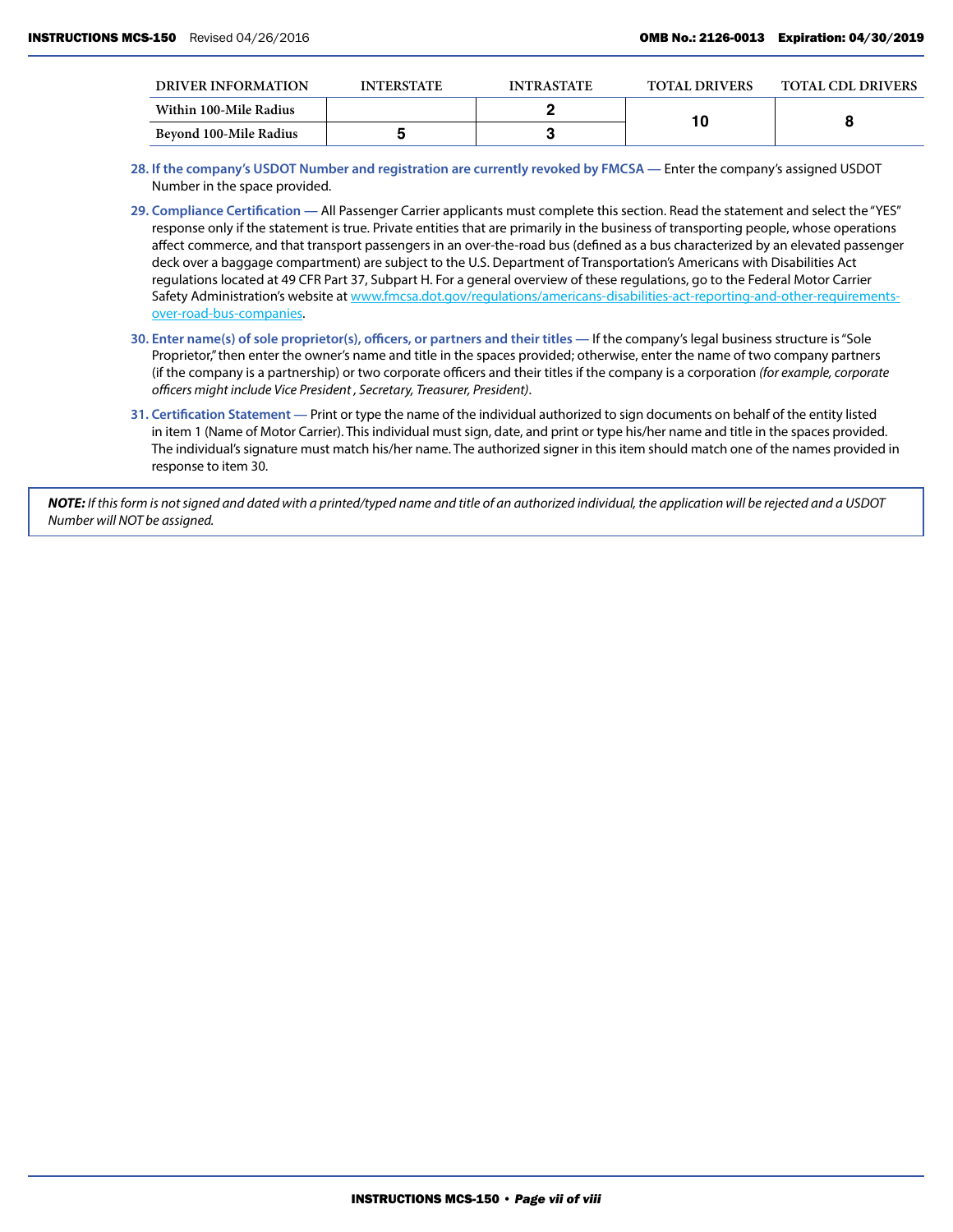| DRIVER INFORMATION | INTERSTATE | INTRASTATE | TOTAL DRIVERS | TOTAL CDL DRIVERS |
|---|---|---|---|---|
| Within 100-Mile Radius | | 2 | 10 | 8 |
| Beyond 100-Mile Radius | 5 | 3 | | |

28. **If the company's USDOT Number and registration are currently revoked by FMCSA —** Enter the company's assigned USDOT Number in the space provided.

29. **Compliance Certification —** All Passenger Carrier applicants must complete this section. Read the statement and select the "YES" response only if the statement is true. Private entities that are primarily in the business of transporting people, whose operations affect commerce, and that transport passengers in an over-the-road bus (defined as a bus characterized by an elevated passenger deck over a baggage compartment) are subject to the U.S. Department of Transportation's Americans with Disabilities Act regulations located at 49 CFR Part 37, Subpart H. For a general overview of these regulations, go to the Federal Motor Carrier Safety Administration's website at www.fmcsa.dot.gov/regulations/americans-disabilities-act-reporting-and-other-requirements-over-road-bus-companies.

30. **Enter name(s) of sole proprietor(s), officers, or partners and their titles —** If the company's legal business structure is "Sole Proprietor," then enter the owner's name and title in the spaces provided; otherwise, enter the name of two company partners (if the company is a partnership) or two corporate officers and their titles if the company is a corporation *(for example, corporate officers might include Vice President , Secretary, Treasurer, President)*.

31. **Certification Statement —** Print or type the name of the individual authorized to sign documents on behalf of the entity listed in item 1 (Name of Motor Carrier). This individual must sign, date, and print or type his/her name and title in the spaces provided. The individual's signature must match his/her name. The authorized signer in this item should match one of the names provided in response to item 30.

***NOTE:*** *If this form is not signed and dated with a printed/typed name and title of an authorized individual, the application will be rejected and a USDOT Number will NOT be assigned.*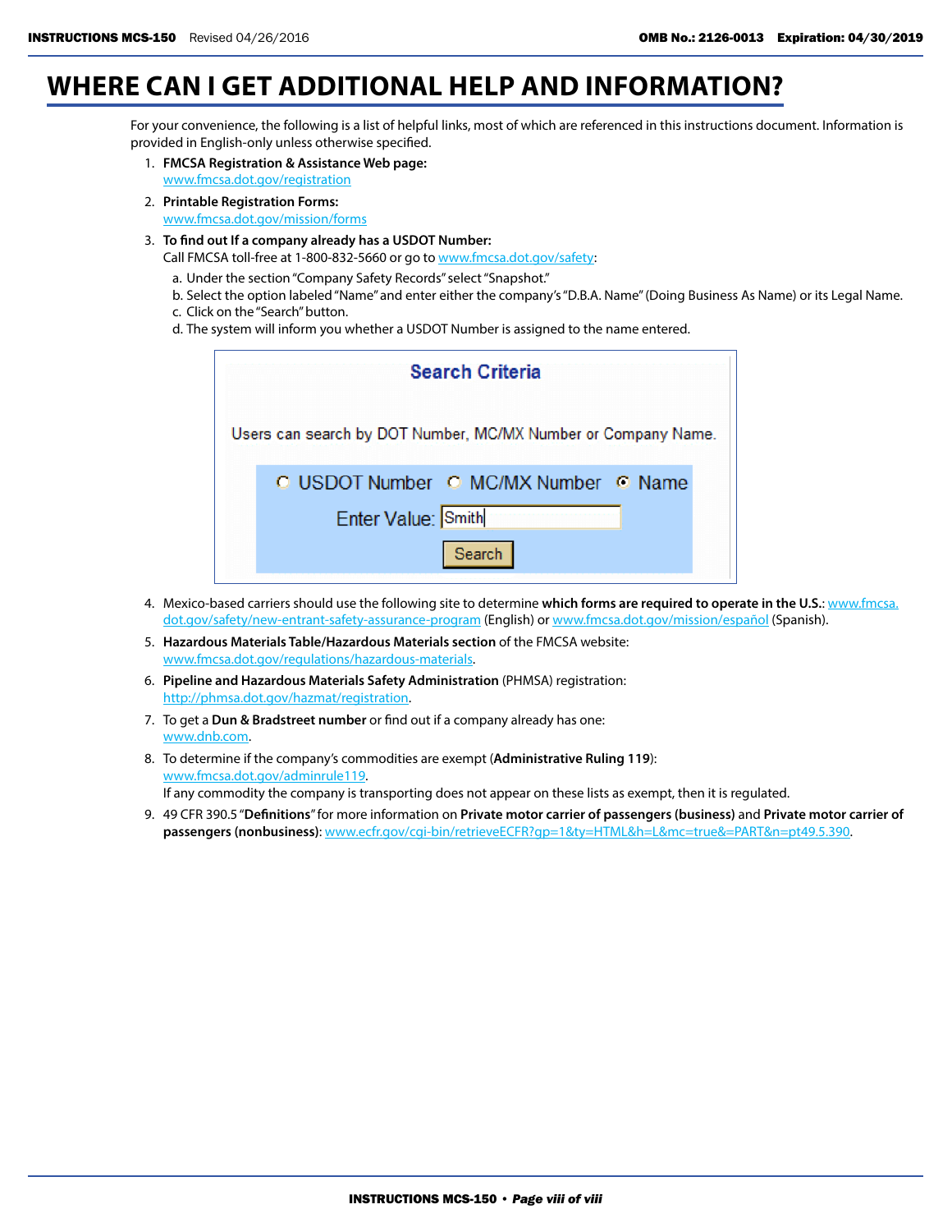# WHERE CAN I GET ADDITIONAL HELP AND INFORMATION?

For your convenience, the following is a list of helpful links, most of which are referenced in this instructions document. Information is provided in English-only unless otherwise specified.

1. **FMCSA Registration & Assistance Web page:**
   www.fmcsa.dot.gov/registration
2. **Printable Registration Forms:**
   www.fmcsa.dot.gov/mission/forms
3. **To find out If a company already has a USDOT Number:**
   Call FMCSA toll-free at 1-800-832-5660 or go to www.fmcsa.dot.gov/safety:
   a. Under the section "Company Safety Records" select "Snapshot."
   b. Select the option labeled "Name" and enter either the company's "D.B.A. Name" (Doing Business As Name) or its Legal Name.
   c. Click on the "Search" button.
   d. The system will inform you whether a USDOT Number is assigned to the name entered.

   **Search Criteria**

   Users can search by DOT Number, MC/MX Number or Company Name.

   ○ USDOT Number ○ MC/MX Number ◉ Name

   Enter Value: Smith

   [Search]

4. Mexico-based carriers should use the following site to determine **which forms are required to operate in the U.S.**: www.fmcsa.dot.gov/safety/new-entrant-safety-assurance-program (English) or www.fmcsa.dot.gov/mission/español (Spanish).
5. **Hazardous Materials Table/Hazardous Materials section** of the FMCSA website:
   www.fmcsa.dot.gov/regulations/hazardous-materials.
6. **Pipeline and Hazardous Materials Safety Administration** (PHMSA) registration:
   http://phmsa.dot.gov/hazmat/registration.
7. To get a **Dun & Bradstreet number** or find out if a company already has one:
   www.dnb.com.
8. To determine if the company's commodities are exempt (**Administrative Ruling 119**):
   www.fmcsa.dot.gov/adminrule119.
   If any commodity the company is transporting does not appear on these lists as exempt, then it is regulated.
9. 49 CFR 390.5 "**Definitions**" for more information on **Private motor carrier of passengers (business)** and **Private motor carrier of passengers (nonbusiness)**: www.ecfr.gov/cgi-bin/retrieveECFR?gp=1&ty=HTML&h=L&mc=true&=PART&n=pt49.5.390.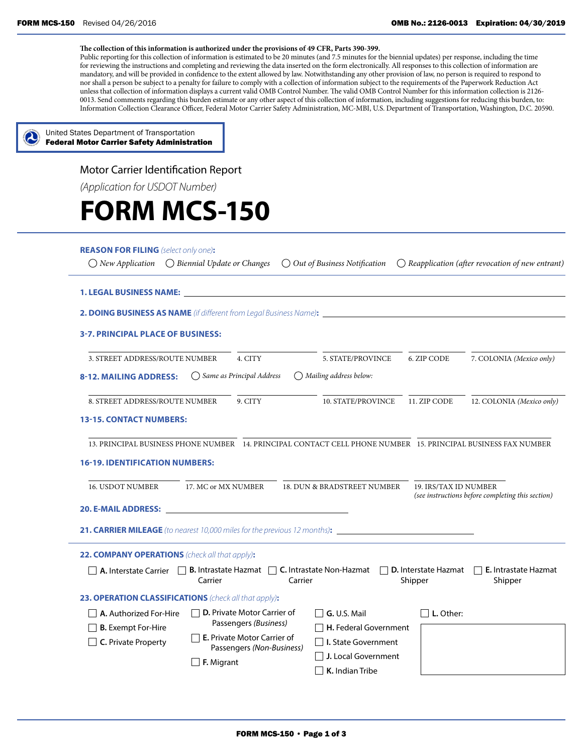The collection of this information is authorized under the provisions of 49 CFR, Parts 390-399.

Public reporting for this collection of information is estimated to be 20 minutes (and 7.5 minutes for the biennial updates) per response, including the time for reviewing the instructions and completing and reviewing the data inserted on the form electronically. All responses to this collection of information are mandatory, and will be provided in confidence to the extent allowed by law. Notwithstanding any other provision of law, no person is required to respond to nor shall a person be subject to a penalty for failure to comply with a collection of information subject to the requirements of the Paperwork Reduction Act unless that collection of information displays a current valid OMB Control Number. The valid OMB Control Number for this information collection is 2126-0013. Send comments regarding this burden estimate or any other aspect of this collection of information, including suggestions for reducing this burden, to: Information Collection Clearance Officer, Federal Motor Carrier Safety Administration, MC-MBI, U.S. Department of Transportation, Washington, D.C. 20590.

United States Department of Transportation
**Federal Motor Carrier Safety Administration**

Motor Carrier Identification Report

*(Application for USDOT Number)*

# FORM MCS-150

**REASON FOR FILING** *(select only one)*:

◯ *New Application* ◯ *Biennial Update or Changes* ◯ *Out of Business Notification* ◯ *Reapplication (after revocation of new entrant)*

**1. LEGAL BUSINESS NAME:** ______________________

**2. DOING BUSINESS AS NAME** *(if different from Legal Business Name)*: ______________________

**3-7. PRINCIPAL PLACE OF BUSINESS:**

| 3. STREET ADDRESS/ROUTE NUMBER | 4. CITY | 5. STATE/PROVINCE | 6. ZIP CODE | 7. COLONIA *(Mexico only)* |
|---|---|---|---|---|

**8-12. MAILING ADDRESS:** ◯ *Same as Principal Address* ◯ *Mailing address below:*

| 8. STREET ADDRESS/ROUTE NUMBER | 9. CITY | 10. STATE/PROVINCE | 11. ZIP CODE | 12. COLONIA *(Mexico only)* |
|---|---|---|---|---|

**13-15. CONTACT NUMBERS:**

| 13. PRINCIPAL BUSINESS PHONE NUMBER | 14. PRINCIPAL CONTACT CELL PHONE NUMBER | 15. PRINCIPAL BUSINESS FAX NUMBER |
|---|---|---|

**16-19. IDENTIFICATION NUMBERS:**

| 16. USDOT NUMBER | 17. MC or MX NUMBER | 18. DUN & BRADSTREET NUMBER | 19. IRS/TAX ID NUMBER *(see instructions before completing this section)* |
|---|---|---|---|

**20. E-MAIL ADDRESS:** ______________________

**21. CARRIER MILEAGE** *(to nearest 10,000 miles for the previous 12 months)*: ______________________

**22. COMPANY OPERATIONS** *(check all that apply)*:

- ☐ **A.** Interstate Carrier
- ☐ **B.** Intrastate Hazmat Carrier
- ☐ **C.** Intrastate Non-Hazmat Carrier
- ☐ **D.** Interstate Hazmat Shipper
- ☐ **E.** Intrastate Hazmat Shipper

**23. OPERATION CLASSIFICATIONS** *(check all that apply)*:

- ☐ **A.** Authorized For-Hire
- ☐ **B.** Exempt For-Hire
- ☐ **C.** Private Property
- ☐ **D.** Private Motor Carrier of Passengers *(Business)*
- ☐ **E.** Private Motor Carrier of Passengers *(Non-Business)*
- ☐ **F.** Migrant
- ☐ **G.** U.S. Mail
- ☐ **H.** Federal Government
- ☐ **I.** State Government
- ☐ **J.** Local Government
- ☐ **K.** Indian Tribe
- ☐ **L.** Other: ______________________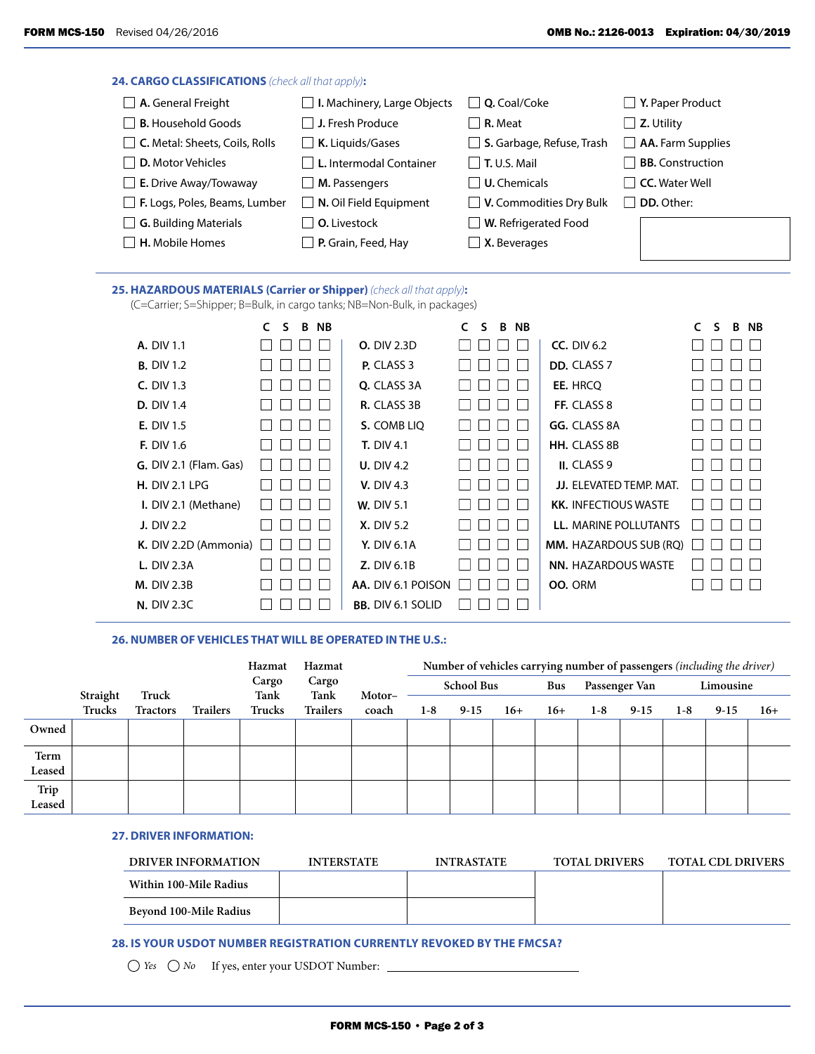## 24. CARGO CLASSIFICATIONS *(check all that apply)*:

- ☐ **A.** General Freight
- ☐ **B.** Household Goods
- ☐ **C.** Metal: Sheets, Coils, Rolls
- ☐ **D.** Motor Vehicles
- ☐ **E.** Drive Away/Towaway
- ☐ **F.** Logs, Poles, Beams, Lumber
- ☐ **G.** Building Materials
- ☐ **H.** Mobile Homes
- ☐ **I.** Machinery, Large Objects
- ☐ **J.** Fresh Produce
- ☐ **K.** Liquids/Gases
- ☐ **L.** Intermodal Container
- ☐ **M.** Passengers
- ☐ **N.** Oil Field Equipment
- ☐ **O.** Livestock
- ☐ **P.** Grain, Feed, Hay
- ☐ **Q.** Coal/Coke
- ☐ **R.** Meat
- ☐ **S.** Garbage, Refuse, Trash
- ☐ **T.** U.S. Mail
- ☐ **U.** Chemicals
- ☐ **V.** Commodities Dry Bulk
- ☐ **W.** Refrigerated Food
- ☐ **X.** Beverages
- ☐ **Y.** Paper Product
- ☐ **Z.** Utility
- ☐ **AA.** Farm Supplies
- ☐ **BB.** Construction
- ☐ **CC.** Water Well
- ☐ **DD.** Other: ______

## 25. HAZARDOUS MATERIALS (Carrier or Shipper) *(check all that apply)*:

(C=Carrier; S=Shipper; B=Bulk, in cargo tanks; NB=Non-Bulk, in packages)

| | C | S | B | NB | | C | S | B | NB | | C | S | B | NB |
|---|---|---|---|---|---|---|---|---|---|---|---|---|---|---|
| **A.** DIV 1.1 | ☐ | ☐ | ☐ | ☐ | **O.** DIV 2.3D | ☐ | ☐ | ☐ | ☐ | **CC.** DIV 6.2 | ☐ | ☐ | ☐ | ☐ |
| **B.** DIV 1.2 | ☐ | ☐ | ☐ | ☐ | **P.** CLASS 3 | ☐ | ☐ | ☐ | ☐ | **DD.** CLASS 7 | ☐ | ☐ | ☐ | ☐ |
| **C.** DIV 1.3 | ☐ | ☐ | ☐ | ☐ | **Q.** CLASS 3A | ☐ | ☐ | ☐ | ☐ | **EE.** HRCQ | ☐ | ☐ | ☐ | ☐ |
| **D.** DIV 1.4 | ☐ | ☐ | ☐ | ☐ | **R.** CLASS 3B | ☐ | ☐ | ☐ | ☐ | **FF.** CLASS 8 | ☐ | ☐ | ☐ | ☐ |
| **E.** DIV 1.5 | ☐ | ☐ | ☐ | ☐ | **S.** COMB LIQ | ☐ | ☐ | ☐ | ☐ | **GG.** CLASS 8A | ☐ | ☐ | ☐ | ☐ |
| **F.** DIV 1.6 | ☐ | ☐ | ☐ | ☐ | **T.** DIV 4.1 | ☐ | ☐ | ☐ | ☐ | **HH.** CLASS 8B | ☐ | ☐ | ☐ | ☐ |
| **G.** DIV 2.1 (Flam. Gas) | ☐ | ☐ | ☐ | ☐ | **U.** DIV 4.2 | ☐ | ☐ | ☐ | ☐ | **II.** CLASS 9 | ☐ | ☐ | ☐ | ☐ |
| **H.** DIV 2.1 LPG | ☐ | ☐ | ☐ | ☐ | **V.** DIV 4.3 | ☐ | ☐ | ☐ | ☐ | **JJ.** ELEVATED TEMP. MAT. | ☐ | ☐ | ☐ | ☐ |
| **I.** DIV 2.1 (Methane) | ☐ | ☐ | ☐ | ☐ | **W.** DIV 5.1 | ☐ | ☐ | ☐ | ☐ | **KK.** INFECTIOUS WASTE | ☐ | ☐ | ☐ | ☐ |
| **J.** DIV 2.2 | ☐ | ☐ | ☐ | ☐ | **X.** DIV 5.2 | ☐ | ☐ | ☐ | ☐ | **LL.** MARINE POLLUTANTS | ☐ | ☐ | ☐ | ☐ |
| **K.** DIV 2.2D (Ammonia) | ☐ | ☐ | ☐ | ☐ | **Y.** DIV 6.1A | ☐ | ☐ | ☐ | ☐ | **MM.** HAZARDOUS SUB (RQ) | ☐ | ☐ | ☐ | ☐ |
| **L.** DIV 2.3A | ☐ | ☐ | ☐ | ☐ | **Z.** DIV 6.1B | ☐ | ☐ | ☐ | ☐ | **NN.** HAZARDOUS WASTE | ☐ | ☐ | ☐ | ☐ |
| **M.** DIV 2.3B | ☐ | ☐ | ☐ | ☐ | **AA.** DIV 6.1 POISON | ☐ | ☐ | ☐ | ☐ | **OO.** ORM | ☐ | ☐ | ☐ | ☐ |
| **N.** DIV 2.3C | ☐ | ☐ | ☐ | ☐ | **BB.** DIV 6.1 SOLID | ☐ | ☐ | ☐ | ☐ | | | | | |

## 26. NUMBER OF VEHICLES THAT WILL BE OPERATED IN THE U.S.:

| | Straight Trucks | Truck Tractors | Trailers | Hazmat Cargo Tank Trucks | Hazmat Cargo Tank Trailers | Motor-coach | Number of vehicles carrying number of passengers *(including the driver)* | | | | | | | | |
|---|---|---|---|---|---|---|---|---|---|---|---|---|---|---|---|
| | | | | | | | School Bus | | | Bus | Passenger Van | | Limousine | | |
| | | | | | | | 1-8 | 9-15 | 16+ | 16+ | 1-8 | 9-15 | 1-8 | 9-15 | 16+ |
| Owned | | | | | | | | | | | | | | | |
| Term Leased | | | | | | | | | | | | | | | |
| Trip Leased | | | | | | | | | | | | | | | |

## 27. DRIVER INFORMATION:

| DRIVER INFORMATION | INTERSTATE | INTRASTATE | TOTAL DRIVERS | TOTAL CDL DRIVERS |
|---|---|---|---|---|
| Within 100-Mile Radius | | | | |
| Beyond 100-Mile Radius | | | | |

## 28. IS YOUR USDOT NUMBER REGISTRATION CURRENTLY REVOKED BY THE FMCSA?

◯ *Yes* ◯ *No* If yes, enter your USDOT Number: ______________________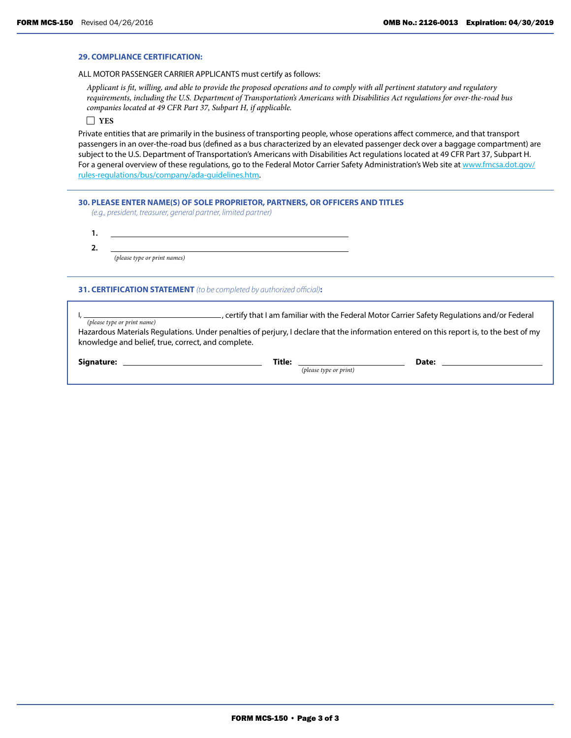### 29. COMPLIANCE CERTIFICATION:

ALL MOTOR PASSENGER CARRIER APPLICANTS must certify as follows:

> *Applicant is fit, willing, and able to provide the proposed operations and to comply with all pertinent statutory and regulatory requirements, including the U.S. Department of Transportation's Americans with Disabilities Act regulations for over-the-road bus companies located at 49 CFR Part 37, Subpart H, if applicable.*

☐ **YES**

Private entities that are primarily in the business of transporting people, whose operations affect commerce, and that transport passengers in an over-the-road bus (defined as a bus characterized by an elevated passenger deck over a baggage compartment) are subject to the U.S. Department of Transportation's Americans with Disabilities Act regulations located at 49 CFR Part 37, Subpart H. For a general overview of these regulations, go to the Federal Motor Carrier Safety Administration's Web site at www.fmcsa.dot.gov/rules-regulations/bus/company/ada-guidelines.htm.

### 30. PLEASE ENTER NAME(S) OF SOLE PROPRIETOR, PARTNERS, OR OFFICERS AND TITLES

*(e.g., president, treasurer, general partner, limited partner)*

1. ______________________________
2. ______________________________

*(please type or print names)*

### 31. CERTIFICATION STATEMENT *(to be completed by authorized official)*:

I, ______________________________ *(please type or print name)*, certify that I am familiar with the Federal Motor Carrier Safety Regulations and/or Federal Hazardous Materials Regulations. Under penalties of perjury, I declare that the information entered on this report is, to the best of my knowledge and belief, true, correct, and complete.

**Signature:** ______________________ **Title:** ______________________ *(please type or print)* **Date:** ______________________